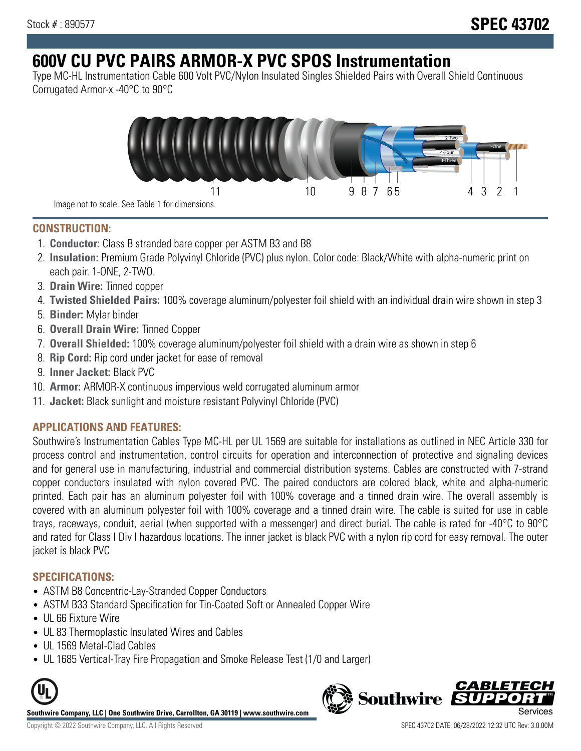Stock # : 890577

# SPEC 43702

# 600V CU PVC PAIRS ARMOR-X PVC SPOS Instrumentation

Type MC-HL Instrumentation Cable 600 Volt PVC/Nylon Insulated Singles Shielded Pairs with Overall Shield Continuous Corrugated Armor-x -40°C to 90°C

Image not to scale. See Table 1 for dimensions.

## CONSTRUCTION:

1. **Conductor:** Class B stranded bare copper per ASTM B3 and B8
2. **Insulation:** Premium Grade Polyvinyl Chloride (PVC) plus nylon. Color code: Black/White with alpha-numeric print on each pair. 1-ONE, 2-TWO.
3. **Drain Wire:** Tinned copper
4. **Twisted Shielded Pairs:** 100% coverage aluminum/polyester foil shield with an individual drain wire shown in step 3
5. **Binder:** Mylar binder
6. **Overall Drain Wire:** Tinned Copper
7. **Overall Shielded:** 100% coverage aluminum/polyester foil shield with a drain wire as shown in step 6
8. **Rip Cord:** Rip cord under jacket for ease of removal
9. **Inner Jacket:** Black PVC
10. **Armor:** ARMOR-X continuous impervious weld corrugated aluminum armor
11. **Jacket:** Black sunlight and moisture resistant Polyvinyl Chloride (PVC)

## APPLICATIONS AND FEATURES:

Southwire's Instrumentation Cables Type MC-HL per UL 1569 are suitable for installations as outlined in NEC Article 330 for process control and instrumentation, control circuits for operation and interconnection of protective and signaling devices and for general use in manufacturing, industrial and commercial distribution systems. Cables are constructed with 7-strand copper conductors insulated with nylon covered PVC. The paired conductors are colored black, white and alpha-numeric printed. Each pair has an aluminum polyester foil with 100% coverage and a tinned drain wire. The overall assembly is covered with an aluminum polyester foil with 100% coverage and a tinned drain wire. The cable is suited for use in cable trays, raceways, conduit, aerial (when supported with a messenger) and direct burial. The cable is rated for -40°C to 90°C and rated for Class I Div I hazardous locations. The inner jacket is black PVC with a nylon rip cord for easy removal. The outer jacket is black PVC

## SPECIFICATIONS:

- ASTM B8 Concentric-Lay-Stranded Copper Conductors
- ASTM B33 Standard Specification for Tin-Coated Soft or Annealed Copper Wire
- UL 66 Fixture Wire
- UL 83 Thermoplastic Insulated Wires and Cables
- UL 1569 Metal-Clad Cables
- UL 1685 Vertical-Tray Fire Propagation and Smoke Release Test (1/0 and Larger)

**Southwire Company, LLC | One Southwire Drive, Carrollton, GA 30119 | www.southwire.com**

Copyright © 2022 Southwire Company, LLC. All Rights Reserved

SPEC 43702 DATE: 06/28/2022 12:32 UTC Rev: 3.0.00M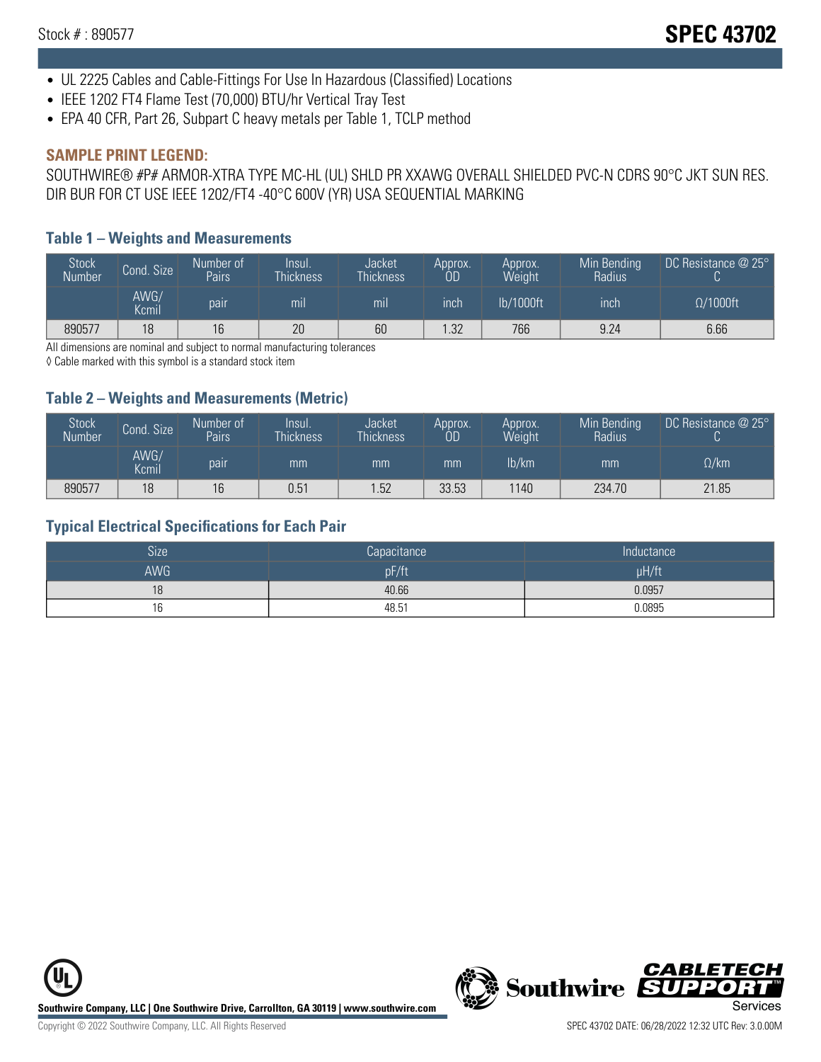- UL 2225 Cables and Cable-Fittings For Use In Hazardous (Classified) Locations
- IEEE 1202 FT4 Flame Test (70,000) BTU/hr Vertical Tray Test
- EPA 40 CFR, Part 26, Subpart C heavy metals per Table 1, TCLP method

### SAMPLE PRINT LEGEND:

SOUTHWIRE® #P# ARMOR-XTRA TYPE MC-HL (UL) SHLD PR XXAWG OVERALL SHIELDED PVC-N CDRS 90°C JKT SUN RES. DIR BUR FOR CT USE IEEE 1202/FT4 -40°C 600V (YR) USA SEQUENTIAL MARKING

### Table 1 – Weights and Measurements

| Stock Number | Cond. Size | Number of Pairs | Insul. Thickness | Jacket Thickness | Approx. OD | Approx. Weight | Min Bending Radius | DC Resistance @ 25° C |
|---|---|---|---|---|---|---|---|---|
| | AWG/ Kcmil | pair | mil | mil | inch | lb/1000ft | inch | Ω/1000ft |
| 890577 | 18 | 16 | 20 | 60 | 1.32 | 766 | 9.24 | 6.66 |

All dimensions are nominal and subject to normal manufacturing tolerances

◊ Cable marked with this symbol is a standard stock item

### Table 2 – Weights and Measurements (Metric)

| Stock Number | Cond. Size | Number of Pairs | Insul. Thickness | Jacket Thickness | Approx. OD | Approx. Weight | Min Bending Radius | DC Resistance @ 25° C |
|---|---|---|---|---|---|---|---|---|
| | AWG/ Kcmil | pair | mm | mm | mm | lb/km | mm | Ω/km |
| 890577 | 18 | 16 | 0.51 | 1.52 | 33.53 | 1140 | 234.70 | 21.85 |

### Typical Electrical Specifications for Each Pair

| Size | Capacitance | Inductance |
|---|---|---|
| AWG | pF/ft | μH/ft |
| 18 | 40.66 | 0.0957 |
| 16 | 48.51 | 0.0895 |

Southwire Company, LLC | One Southwire Drive, Carrollton, GA 30119 | www.southwire.com

Copyright © 2022 Southwire Company, LLC. All Rights Reserved

SPEC 43702 DATE: 06/28/2022 12:32 UTC Rev: 3.0.00M